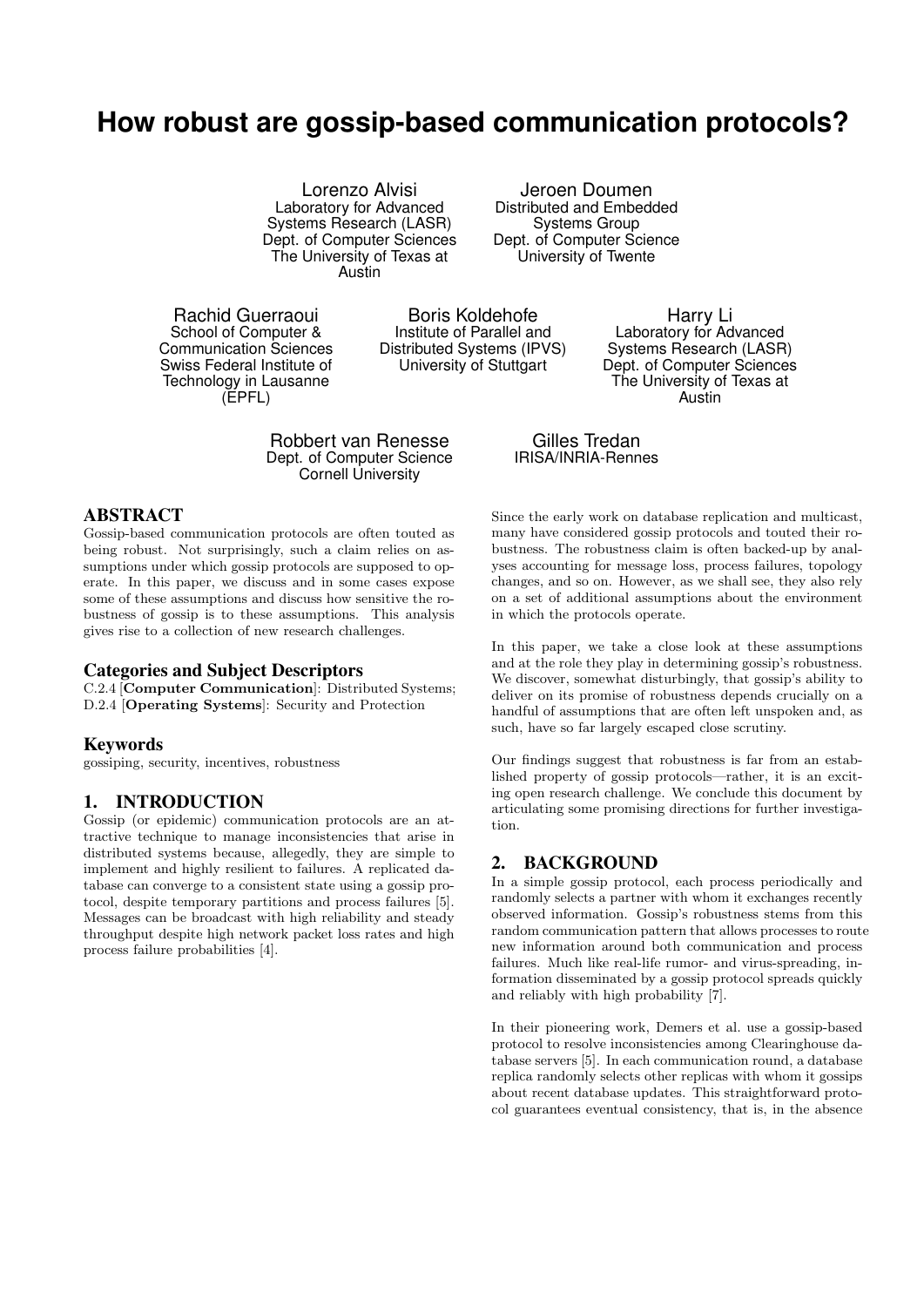# How robust are gossip-based communication protocols?

Lorenzo Alvisi
Laboratory for Advanced Systems Research (LASR)
Dept. of Computer Sciences
The University of Texas at Austin

Jeroen Doumen
Distributed and Embedded Systems Group
Dept. of Computer Science
University of Twente

Rachid Guerraoui
School of Computer & Communication Sciences
Swiss Federal Institute of Technology in Lausanne (EPFL)

Boris Koldehofe
Institute of Parallel and Distributed Systems (IPVS)
University of Stuttgart

Harry Li
Laboratory for Advanced Systems Research (LASR)
Dept. of Computer Sciences
The University of Texas at Austin

Robbert van Renesse
Dept. of Computer Science
Cornell University

Gilles Tredan
IRISA/INRIA-Rennes

## ABSTRACT

Gossip-based communication protocols are often touted as being robust. Not surprisingly, such a claim relies on assumptions under which gossip protocols are supposed to operate. In this paper, we discuss and in some cases expose some of these assumptions and discuss how sensitive the robustness of gossip is to these assumptions. This analysis gives rise to a collection of new research challenges.

### Categories and Subject Descriptors

C.2.4 [**Computer Communication**]: Distributed Systems; D.2.4 [**Operating Systems**]: Security and Protection

### Keywords

gossiping, security, incentives, robustness

## 1. INTRODUCTION

Gossip (or epidemic) communication protocols are an attractive technique to manage inconsistencies that arise in distributed systems because, allegedly, they are simple to implement and highly resilient to failures. A replicated database can converge to a consistent state using a gossip protocol, despite temporary partitions and process failures [5]. Messages can be broadcast with high reliability and steady throughput despite high network packet loss rates and high process failure probabilities [4].

Since the early work on database replication and multicast, many have considered gossip protocols and touted their robustness. The robustness claim is often backed-up by analyses accounting for message loss, process failures, topology changes, and so on. However, as we shall see, they also rely on a set of additional assumptions about the environment in which the protocols operate.

In this paper, we take a close look at these assumptions and at the role they play in determining gossip's robustness. We discover, somewhat disturbingly, that gossip's ability to deliver on its promise of robustness depends crucially on a handful of assumptions that are often left unspoken and, as such, have so far largely escaped close scrutiny.

Our findings suggest that robustness is far from an established property of gossip protocols—rather, it is an exciting open research challenge. We conclude this document by articulating some promising directions for further investigation.

## 2. BACKGROUND

In a simple gossip protocol, each process periodically and randomly selects a partner with whom it exchanges recently observed information. Gossip's robustness stems from this random communication pattern that allows processes to route new information around both communication and process failures. Much like real-life rumor- and virus-spreading, information disseminated by a gossip protocol spreads quickly and reliably with high probability [7].

In their pioneering work, Demers et al. use a gossip-based protocol to resolve inconsistencies among Clearinghouse database servers [5]. In each communication round, a database replica randomly selects other replicas with whom it gossips about recent database updates. This straightforward protocol guarantees eventual consistency, that is, in the absence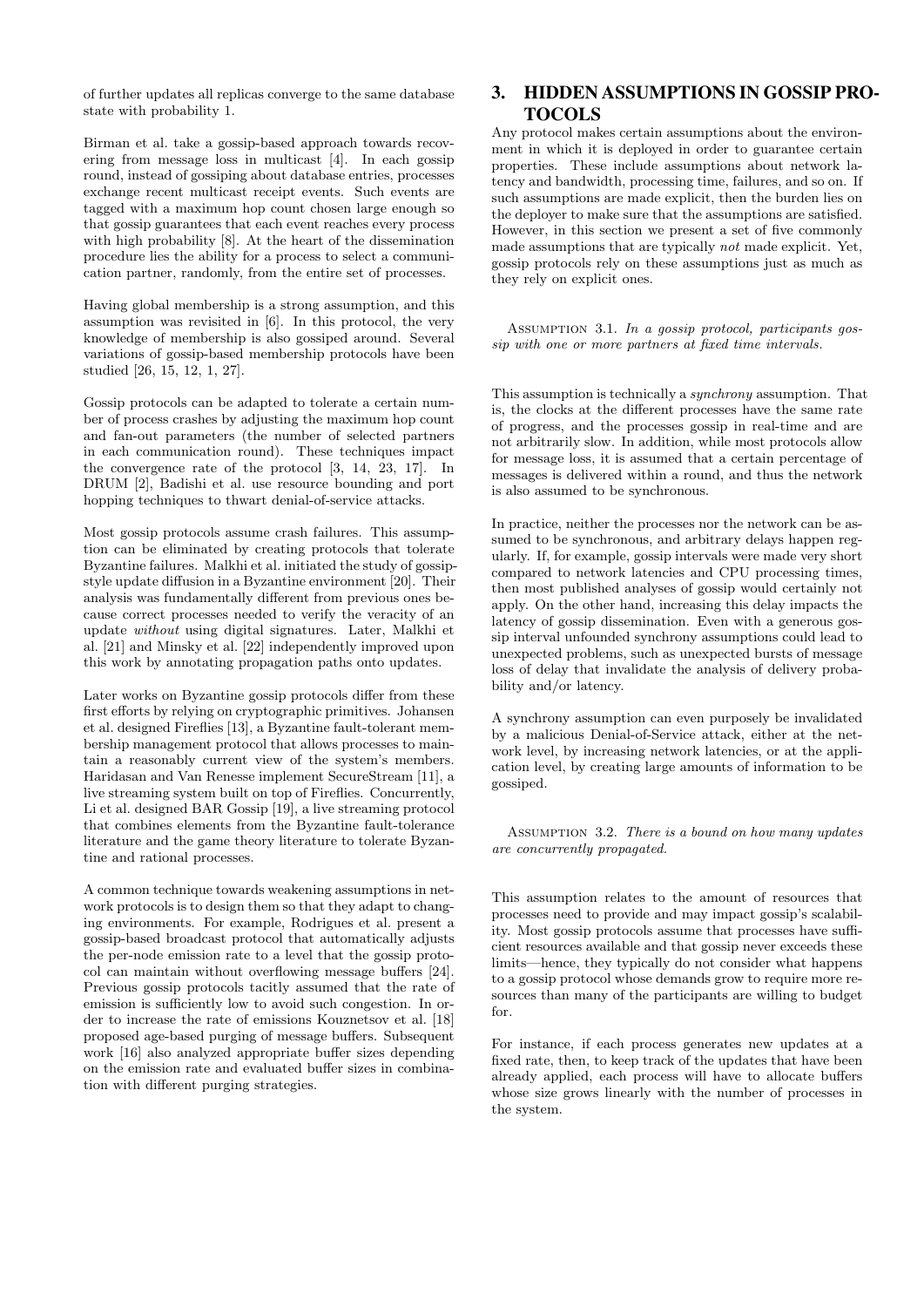of further updates all replicas converge to the same database state with probability 1.

Birman et al. take a gossip-based approach towards recovering from message loss in multicast [4]. In each gossip round, instead of gossiping about database entries, processes exchange recent multicast receipt events. Such events are tagged with a maximum hop count chosen large enough so that gossip guarantees that each event reaches every process with high probability [8]. At the heart of the dissemination procedure lies the ability for a process to select a communication partner, randomly, from the entire set of processes.

Having global membership is a strong assumption, and this assumption was revisited in [6]. In this protocol, the very knowledge of membership is also gossiped around. Several variations of gossip-based membership protocols have been studied [26, 15, 12, 1, 27].

Gossip protocols can be adapted to tolerate a certain number of process crashes by adjusting the maximum hop count and fan-out parameters (the number of selected partners in each communication round). These techniques impact the convergence rate of the protocol [3, 14, 23, 17]. In DRUM [2], Badishi et al. use resource bounding and port hopping techniques to thwart denial-of-service attacks.

Most gossip protocols assume crash failures. This assumption can be eliminated by creating protocols that tolerate Byzantine failures. Malkhi et al. initiated the study of gossip-style update diffusion in a Byzantine environment [20]. Their analysis was fundamentally different from previous ones because correct processes needed to verify the veracity of an update *without* using digital signatures. Later, Malkhi et al. [21] and Minsky et al. [22] independently improved upon this work by annotating propagation paths onto updates.

Later works on Byzantine gossip protocols differ from these first efforts by relying on cryptographic primitives. Johansen et al. designed Fireflies [13], a Byzantine fault-tolerant membership management protocol that allows processes to maintain a reasonably current view of the system's members. Haridasan and Van Renesse implement SecureStream [11], a live streaming system built on top of Fireflies. Concurrently, Li et al. designed BAR Gossip [19], a live streaming protocol that combines elements from the Byzantine fault-tolerance literature and the game theory literature to tolerate Byzantine and rational processes.

A common technique towards weakening assumptions in network protocols is to design them so that they adapt to changing environments. For example, Rodrigues et al. present a gossip-based broadcast protocol that automatically adjusts the per-node emission rate to a level that the gossip protocol can maintain without overflowing message buffers [24]. Previous gossip protocols tacitly assumed that the rate of emission is sufficiently low to avoid such congestion. In order to increase the rate of emissions Kouznetsov et al. [18] proposed age-based purging of message buffers. Subsequent work [16] also analyzed appropriate buffer sizes depending on the emission rate and evaluated buffer sizes in combination with different purging strategies.

# 3. HIDDEN ASSUMPTIONS IN GOSSIP PROTOCOLS

Any protocol makes certain assumptions about the environment in which it is deployed in order to guarantee certain properties. These include assumptions about network latency and bandwidth, processing time, failures, and so on. If such assumptions are made explicit, then the burden lies on the deployer to make sure that the assumptions are satisfied. However, in this section we present a set of five commonly made assumptions that are typically *not* made explicit. Yet, gossip protocols rely on these assumptions just as much as they rely on explicit ones.

Assumption 3.1. *In a gossip protocol, participants gossip with one or more partners at fixed time intervals.*

This assumption is technically a *synchrony* assumption. That is, the clocks at the different processes have the same rate of progress, and the processes gossip in real-time and are not arbitrarily slow. In addition, while most protocols allow for message loss, it is assumed that a certain percentage of messages is delivered within a round, and thus the network is also assumed to be synchronous.

In practice, neither the processes nor the network can be assumed to be synchronous, and arbitrary delays happen regularly. If, for example, gossip intervals were made very short compared to network latencies and CPU processing times, then most published analyses of gossip would certainly not apply. On the other hand, increasing this delay impacts the latency of gossip dissemination. Even with a generous gossip interval unfounded synchrony assumptions could lead to unexpected problems, such as unexpected bursts of message loss of delay that invalidate the analysis of delivery probability and/or latency.

A synchrony assumption can even purposely be invalidated by a malicious Denial-of-Service attack, either at the network level, by increasing network latencies, or at the application level, by creating large amounts of information to be gossiped.

Assumption 3.2. *There is a bound on how many updates are concurrently propagated.*

This assumption relates to the amount of resources that processes need to provide and may impact gossip's scalability. Most gossip protocols assume that processes have sufficient resources available and that gossip never exceeds these limits—hence, they typically do not consider what happens to a gossip protocol whose demands grow to require more resources than many of the participants are willing to budget for.

For instance, if each process generates new updates at a fixed rate, then, to keep track of the updates that have been already applied, each process will have to allocate buffers whose size grows linearly with the number of processes in the system.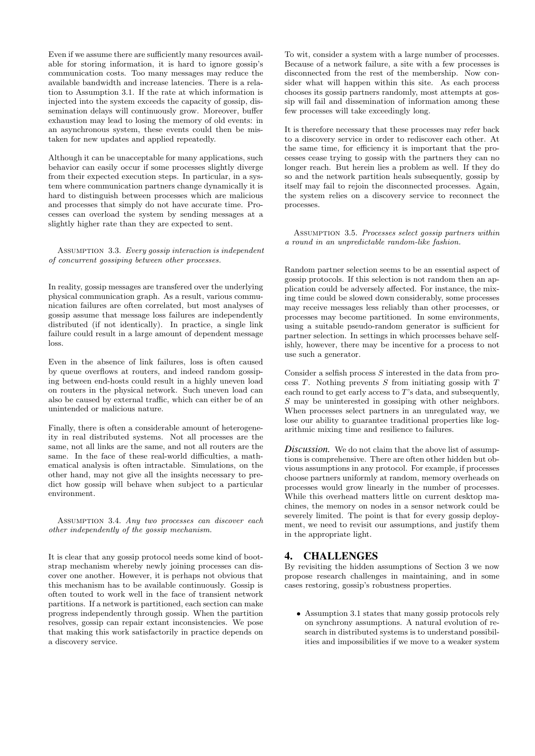Even if we assume there are sufficiently many resources available for storing information, it is hard to ignore gossip's communication costs. Too many messages may reduce the available bandwidth and increase latencies. There is a relation to Assumption 3.1. If the rate at which information is injected into the system exceeds the capacity of gossip, dissemination delays will continuously grow. Moreover, buffer exhaustion may lead to losing the memory of old events: in an asynchronous system, these events could then be mistaken for new updates and applied repeatedly.

Although it can be unacceptable for many applications, such behavior can easily occur if some processes slightly diverge from their expected execution steps. In particular, in a system where communication partners change dynamically it is hard to distinguish between processes which are malicious and processes that simply do not have accurate time. Processes can overload the system by sending messages at a slightly higher rate than they are expected to sent.

Assumption 3.3. *Every gossip interaction is independent of concurrent gossiping between other processes.*

In reality, gossip messages are transfered over the underlying physical communication graph. As a result, various communication failures are often correlated, but most analyses of gossip assume that message loss failures are independently distributed (if not identically). In practice, a single link failure could result in a large amount of dependent message loss.

Even in the absence of link failures, loss is often caused by queue overflows at routers, and indeed random gossiping between end-hosts could result in a highly uneven load on routers in the physical network. Such uneven load can also be caused by external traffic, which can either be of an unintended or malicious nature.

Finally, there is often a considerable amount of heterogeneity in real distributed systems. Not all processes are the same, not all links are the same, and not all routers are the same. In the face of these real-world difficulties, a mathematical analysis is often intractable. Simulations, on the other hand, may not give all the insights necessary to predict how gossip will behave when subject to a particular environment.

Assumption 3.4. *Any two processes can discover each other independently of the gossip mechanism.*

It is clear that any gossip protocol needs some kind of bootstrap mechanism whereby newly joining processes can discover one another. However, it is perhaps not obvious that this mechanism has to be available continuously. Gossip is often touted to work well in the face of transient network partitions. If a network is partitioned, each section can make progress independently through gossip. When the partition resolves, gossip can repair extant inconsistencies. We pose that making this work satisfactorily in practice depends on a discovery service.

To wit, consider a system with a large number of processes. Because of a network failure, a site with a few processes is disconnected from the rest of the membership. Now consider what will happen within this site. As each process chooses its gossip partners randomly, most attempts at gossip will fail and dissemination of information among these few processes will take exceedingly long.

It is therefore necessary that these processes may refer back to a discovery service in order to rediscover each other. At the same time, for efficiency it is important that the processes cease trying to gossip with the partners they can no longer reach. But herein lies a problem as well. If they do so and the network partition heals subsequently, gossip by itself may fail to rejoin the disconnected processes. Again, the system relies on a discovery service to reconnect the processes.

Assumption 3.5. *Processes select gossip partners within a round in an unpredictable random-like fashion.*

Random partner selection seems to be an essential aspect of gossip protocols. If this selection is not random then an application could be adversely affected. For instance, the mixing time could be slowed down considerably, some processes may receive messages less reliably than other processes, or processes may become partitioned. In some environments, using a suitable pseudo-random generator is sufficient for partner selection. In settings in which processes behave selfishly, however, there may be incentive for a process to not use such a generator.

Consider a selfish process $S$ interested in the data from process $T$. Nothing prevents $S$ from initiating gossip with $T$ each round to get early access to $T$'s data, and subsequently, $S$ may be uninterested in gossiping with other neighbors. When processes select partners in an unregulated way, we lose our ability to guarantee traditional properties like logarithmic mixing time and resilience to failures.

***Discussion.*** We do not claim that the above list of assumptions is comprehensive. There are often other hidden but obvious assumptions in any protocol. For example, if processes choose partners uniformly at random, memory overheads on processes would grow linearly in the number of processes. While this overhead matters little on current desktop machines, the memory on nodes in a sensor network could be severely limited. The point is that for every gossip deployment, we need to revisit our assumptions, and justify them in the appropriate light.

## 4. CHALLENGES

By revisiting the hidden assumptions of Section 3 we now propose research challenges in maintaining, and in some cases restoring, gossip's robustness properties.

- Assumption 3.1 states that many gossip protocols rely on synchrony assumptions. A natural evolution of research in distributed systems is to understand possibilities and impossibilities if we move to a weaker system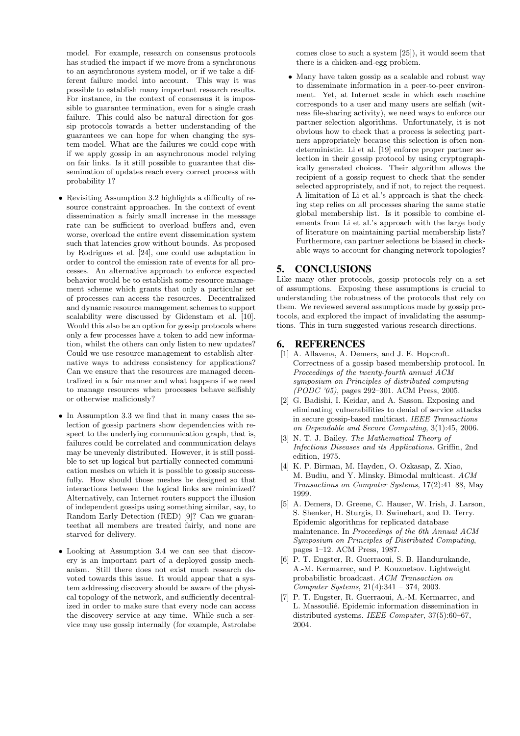model. For example, research on consensus protocols has studied the impact if we move from a synchronous to an asynchronous system model, or if we take a different failure model into account. This way it was possible to establish many important research results. For instance, in the context of consensus it is impossible to guarantee termination, even for a single crash failure. This could also be natural direction for gossip protocols towards a better understanding of the guarantees we can hope for when changing the system model. What are the failures we could cope with if we apply gossip in an asynchronous model relying on fair links. Is it still possible to guarantee that dissemination of updates reach every correct process with probability 1?

- Revisiting Assumption 3.2 highlights a difficulty of resource constraint approaches. In the context of event dissemination a fairly small increase in the message rate can be sufficient to overload buffers and, even worse, overload the entire event dissemination system such that latencies grow without bounds. As proposed by Rodrigues et al. [24], one could use adaptation in order to control the emission rate of events for all processes. An alternative approach to enforce expected behavior would be to establish some resource management scheme which grants that only a particular set of processes can access the resources. Decentralized and dynamic resource management schemes to support scalability were discussed by Gidenstam et al. [10]. Would this also be an option for gossip protocols where only a few processes have a token to add new information, whilst the others can only listen to new updates? Could we use resource management to establish alternative ways to address consistency for applications? Can we ensure that the resources are managed decentralized in a fair manner and what happens if we need to manage resources when processes behave selfishly or otherwise maliciously?

- In Assumption 3.3 we find that in many cases the selection of gossip partners show dependencies with respect to the underlying communication graph, that is, failures could be correlated and communication delays may be unevenly distributed. However, it is still possible to set up logical but partially connected communication meshes on which it is possible to gossip successfully. How should those meshes be designed so that interactions between the logical links are minimized? Alternatively, can Internet routers support the illusion of independent gossips using something similar, say, to Random Early Detection (RED) [9]? Can we guaranteethat all members are treated fairly, and none are starved for delivery.

- Looking at Assumption 3.4 we can see that discovery is an important part of a deployed gossip mechanism. Still there does not exist much research devoted towards this issue. It would appear that a system addressing discovery should be aware of the physical topology of the network, and sufficiently decentralized in order to make sure that every node can access the discovery service at any time. While such a service may use gossip internally (for example, Astrolabe comes close to such a system [25]), it would seem that there is a chicken-and-egg problem.

- Many have taken gossip as a scalable and robust way to disseminate information in a peer-to-peer environment. Yet, at Internet scale in which each machine corresponds to a user and many users are selfish (witness file-sharing activity), we need ways to enforce our partner selection algorithms. Unfortunately, it is not obvious how to check that a process is selecting partners appropriately because this selection is often nondeterministic. Li et al. [19] enforce proper partner selection in their gossip protocol by using cryptographically generated choices. Their algorithm allows the recipient of a gossip request to check that the sender selected appropriately, and if not, to reject the request. A limitation of Li et al.'s approach is that the checking step relies on all processes sharing the same static global membership list. Is it possible to combine elements from Li et al.'s approach with the large body of literature on maintaining partial membership lists? Furthermore, can partner selections be biased in checkable ways to account for changing network topologies?

## 5. CONCLUSIONS

Like many other protocols, gossip protocols rely on a set of assumptions. Exposing these assumptions is crucial to understanding the robustness of the protocols that rely on them. We reviewed several assumptions made by gossip protocols, and explored the impact of invalidating the assumptions. This in turn suggested various research directions.

## 6. REFERENCES

[1] A. Allavena, A. Demers, and J. E. Hopcroft. Correctness of a gossip based membership protocol. In *Proceedings of the twenty-fourth annual ACM symposium on Principles of distributed computing (PODC '05)*, pages 292–301. ACM Press, 2005.

[2] G. Badishi, I. Keidar, and A. Sasson. Exposing and eliminating vulnerabilities to denial of service attacks in secure gossip-based multicast. *IEEE Transactions on Dependable and Secure Computing*, 3(1):45, 2006.

[3] N. T. J. Bailey. *The Mathematical Theory of Infectious Diseases and its Applications*. Griffin, 2nd edition, 1975.

[4] K. P. Birman, M. Hayden, O. Ozkasap, Z. Xiao, M. Budiu, and Y. Minsky. Bimodal multicast. *ACM Transactions on Computer Systems*, 17(2):41–88, May 1999.

[5] A. Demers, D. Greene, C. Hauser, W. Irish, J. Larson, S. Shenker, H. Sturgis, D. Swinehart, and D. Terry. Epidemic algorithms for replicated database maintenance. In *Proceedings of the 6th Annual ACM Symposium on Principles of Distributed Computing*, pages 1–12. ACM Press, 1987.

[6] P. T. Eugster, R. Guerraoui, S. B. Handurukande, A.-M. Kermarrec, and P. Kouznetsov. Lightweight probabilistic broadcast. *ACM Transaction on Computer Systems*, 21(4):341 – 374, 2003.

[7] P. T. Eugster, R. Guerraoui, A.-M. Kermarrec, and L. Massoulié. Epidemic information dissemination in distributed systems. *IEEE Computer*, 37(5):60–67, 2004.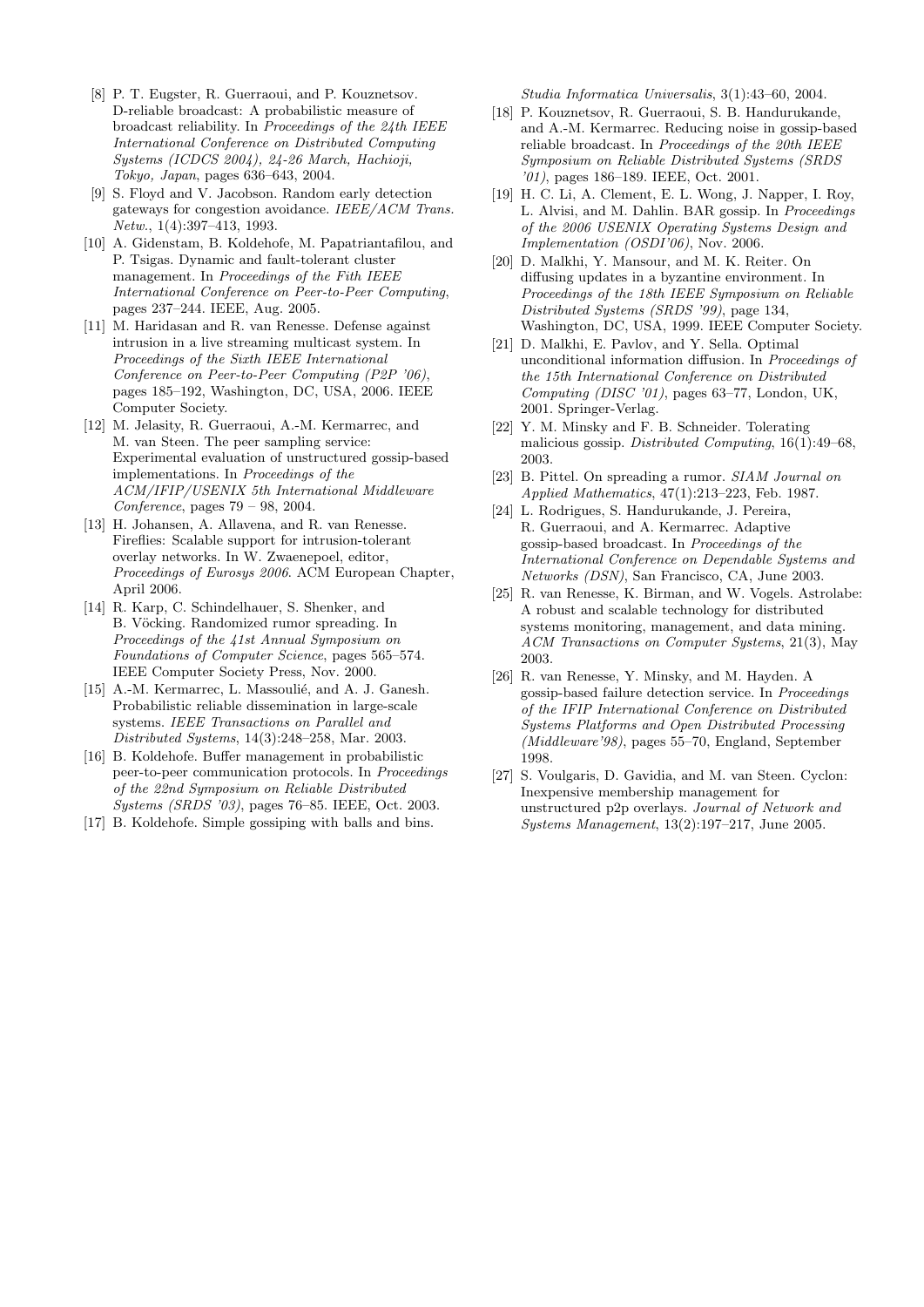[8] P. T. Eugster, R. Guerraoui, and P. Kouznetsov. D-reliable broadcast: A probabilistic measure of broadcast reliability. In *Proceedings of the 24th IEEE International Conference on Distributed Computing Systems (ICDCS 2004), 24-26 March, Hachioji, Tokyo, Japan*, pages 636–643, 2004.

[9] S. Floyd and V. Jacobson. Random early detection gateways for congestion avoidance. *IEEE/ACM Trans. Netw.*, 1(4):397–413, 1993.

[10] A. Gidenstam, B. Koldehofe, M. Papatriantafilou, and P. Tsigas. Dynamic and fault-tolerant cluster management. In *Proceedings of the Fith IEEE International Conference on Peer-to-Peer Computing*, pages 237–244. IEEE, Aug. 2005.

[11] M. Haridasan and R. van Renesse. Defense against intrusion in a live streaming multicast system. In *Proceedings of the Sixth IEEE International Conference on Peer-to-Peer Computing (P2P '06)*, pages 185–192, Washington, DC, USA, 2006. IEEE Computer Society.

[12] M. Jelasity, R. Guerraoui, A.-M. Kermarrec, and M. van Steen. The peer sampling service: Experimental evaluation of unstructured gossip-based implementations. In *Proceedings of the ACM/IFIP/USENIX 5th International Middleware Conference*, pages 79 – 98, 2004.

[13] H. Johansen, A. Allavena, and R. van Renesse. Fireflies: Scalable support for intrusion-tolerant overlay networks. In W. Zwaenepoel, editor, *Proceedings of Eurosys 2006*. ACM European Chapter, April 2006.

[14] R. Karp, C. Schindelhauer, S. Shenker, and B. Vöcking. Randomized rumor spreading. In *Proceedings of the 41st Annual Symposium on Foundations of Computer Science*, pages 565–574. IEEE Computer Society Press, Nov. 2000.

[15] A.-M. Kermarrec, L. Massoulié, and A. J. Ganesh. Probabilistic reliable dissemination in large-scale systems. *IEEE Transactions on Parallel and Distributed Systems*, 14(3):248–258, Mar. 2003.

[16] B. Koldehofe. Buffer management in probabilistic peer-to-peer communication protocols. In *Proceedings of the 22nd Symposium on Reliable Distributed Systems (SRDS '03)*, pages 76–85. IEEE, Oct. 2003.

[17] B. Koldehofe. Simple gossiping with balls and bins. *Studia Informatica Universalis*, 3(1):43–60, 2004.

[18] P. Kouznetsov, R. Guerraoui, S. B. Handurukande, and A.-M. Kermarrec. Reducing noise in gossip-based reliable broadcast. In *Proceedings of the 20th IEEE Symposium on Reliable Distributed Systems (SRDS '01)*, pages 186–189. IEEE, Oct. 2001.

[19] H. C. Li, A. Clement, E. L. Wong, J. Napper, I. Roy, L. Alvisi, and M. Dahlin. BAR gossip. In *Proceedings of the 2006 USENIX Operating Systems Design and Implementation (OSDI'06)*, Nov. 2006.

[20] D. Malkhi, Y. Mansour, and M. K. Reiter. On diffusing updates in a byzantine environment. In *Proceedings of the 18th IEEE Symposium on Reliable Distributed Systems (SRDS '99)*, page 134, Washington, DC, USA, 1999. IEEE Computer Society.

[21] D. Malkhi, E. Pavlov, and Y. Sella. Optimal unconditional information diffusion. In *Proceedings of the 15th International Conference on Distributed Computing (DISC '01)*, pages 63–77, London, UK, 2001. Springer-Verlag.

[22] Y. M. Minsky and F. B. Schneider. Tolerating malicious gossip. *Distributed Computing*, 16(1):49–68, 2003.

[23] B. Pittel. On spreading a rumor. *SIAM Journal on Applied Mathematics*, 47(1):213–223, Feb. 1987.

[24] L. Rodrigues, S. Handurukande, J. Pereira, R. Guerraoui, and A. Kermarrec. Adaptive gossip-based broadcast. In *Proceedings of the International Conference on Dependable Systems and Networks (DSN)*, San Francisco, CA, June 2003.

[25] R. van Renesse, K. Birman, and W. Vogels. Astrolabe: A robust and scalable technology for distributed systems monitoring, management, and data mining. *ACM Transactions on Computer Systems*, 21(3), May 2003.

[26] R. van Renesse, Y. Minsky, and M. Hayden. A gossip-based failure detection service. In *Proceedings of the IFIP International Conference on Distributed Systems Platforms and Open Distributed Processing (Middleware'98)*, pages 55–70, England, September 1998.

[27] S. Voulgaris, D. Gavidia, and M. van Steen. Cyclon: Inexpensive membership management for unstructured p2p overlays. *Journal of Network and Systems Management*, 13(2):197–217, June 2005.